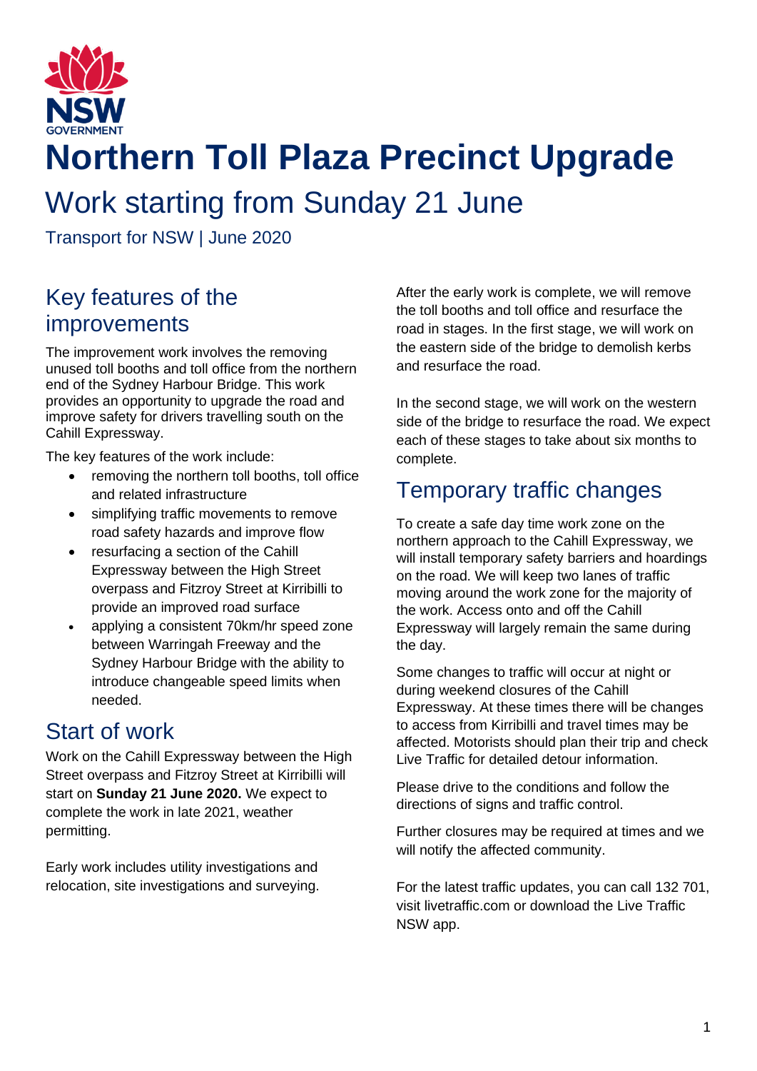# Northern Toll Plaza Precinct Upgrade

## Work starting from Sunday 21 June

Transport for NSW | June 2020

## Key features of the improvements

The improvement work involves the removing unused toll booths and toll office from the northern end of the Sydney Harbour Bridge. This work provides an opportunity to upgrade the road and improve safety for drivers travelling south on the Cahill Expressway.

The key features of the work include:

- removing the northern toll booths, toll office and related infrastructure
- simplifying traffic movements to remove road safety hazards and improve flow
- resurfacing a section of the Cahill Expressway between the High Street overpass and Fitzroy Street at Kirribilli to provide an improved road surface
- applying a consistent 70km/hr speed zone between Warringah Freeway and the Sydney Harbour Bridge with the ability to introduce changeable speed limits when needed.

## Start of work

Work on the Cahill Expressway between the High Street overpass and Fitzroy Street at Kirribilli will start on **Sunday 21 June 2020.** We expect to complete the work in late 2021, weather permitting.

Early work includes utility investigations and relocation, site investigations and surveying.

After the early work is complete, we will remove the toll booths and toll office and resurface the road in stages. In the first stage, we will work on the eastern side of the bridge to demolish kerbs and resurface the road.

In the second stage, we will work on the western side of the bridge to resurface the road. We expect each of these stages to take about six months to complete.

## Temporary traffic changes

To create a safe day time work zone on the northern approach to the Cahill Expressway, we will install temporary safety barriers and hoardings on the road. We will keep two lanes of traffic moving around the work zone for the majority of the work. Access onto and off the Cahill Expressway will largely remain the same during the day.

Some changes to traffic will occur at night or during weekend closures of the Cahill Expressway. At these times there will be changes to access from Kirribilli and travel times may be affected. Motorists should plan their trip and check Live Traffic for detailed detour information.

Please drive to the conditions and follow the directions of signs and traffic control.

Further closures may be required at times and we will notify the affected community.

For the latest traffic updates, you can call 132 701, visit livetraffic.com or download the Live Traffic NSW app.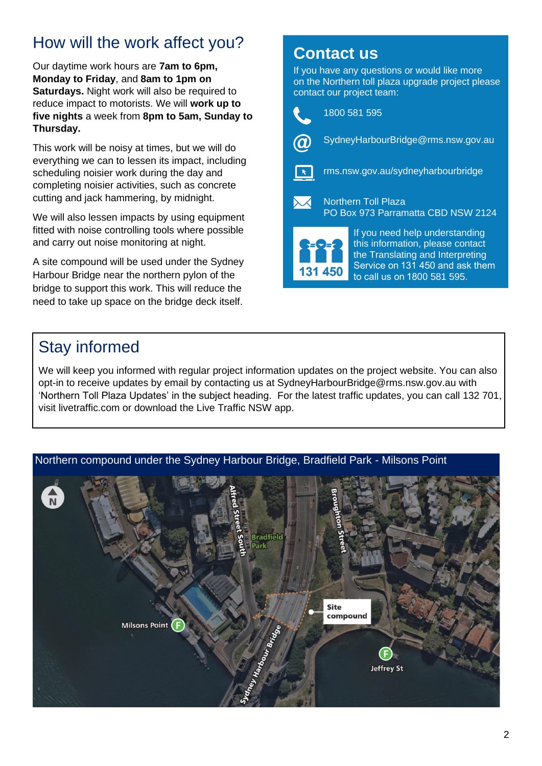## How will the work affect you?

Our daytime work hours are **7am to 6pm, Monday to Friday**, and **8am to 1pm on Saturdays.** Night work will also be required to reduce impact to motorists. We will **work up to five nights** a week from **8pm to 5am, Sunday to Thursday.**

This work will be noisy at times, but we will do everything we can to lessen its impact, including scheduling noisier work during the day and completing noisier activities, such as concrete cutting and jack hammering, by midnight.

We will also lessen impacts by using equipment fitted with noise controlling tools where possible and carry out noise monitoring at night.

A site compound will be used under the Sydney Harbour Bridge near the northern pylon of the bridge to support this work. This will reduce the need to take up space on the bridge deck itself.

## Contact us

If you have any questions or would like more on the Northern toll plaza upgrade project please contact our project team:

1800 581 595

SydneyHarbourBridge@rms.nsw.gov.au

rms.nsw.gov.au/sydneyharbourbridge

Northern Toll Plaza
PO Box 973 Parramatta CBD NSW 2124

131 450

If you need help understanding this information, please contact the Translating and Interpreting Service on 131 450 and ask them to call us on 1800 581 595.

## Stay informed

We will keep you informed with regular project information updates on the project website. You can also opt-in to receive updates by email by contacting us at SydneyHarbourBridge@rms.nsw.gov.au with 'Northern Toll Plaza Updates' in the subject heading. For the latest traffic updates, you can call 132 701, visit livetraffic.com or download the Live Traffic NSW app.

Northern compound under the Sydney Harbour Bridge, Bradfield Park - Milsons Point

N
Alfred Street South
Broughton Street
Bradfield Park
Site compound
Milsons Point
Jeffrey St
Sydney Harbour Bridge